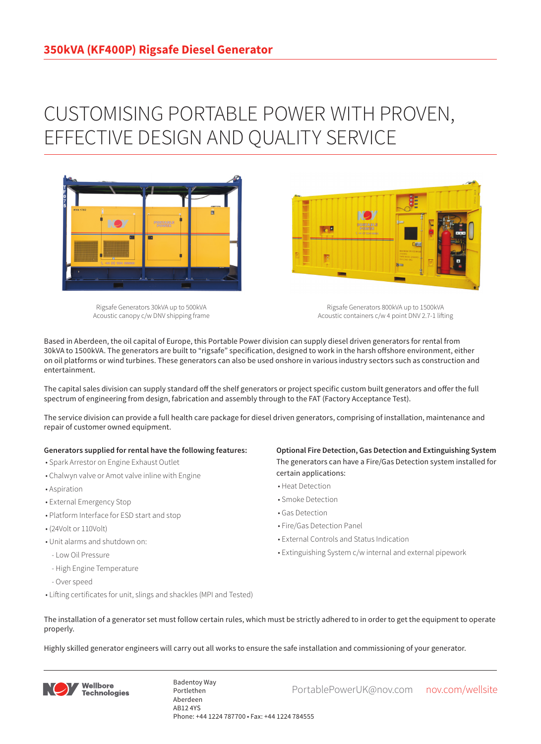# 350kVA (KF400P) Rigsafe Diesel Generator

## CUSTOMISING PORTABLE POWER WITH PROVEN, EFFECTIVE DESIGN AND QUALITY SERVICE

Rigsafe Generators 30kVA up to 500kVA
Acoustic canopy c/w DNV shipping frame

Rigsafe Generators 800kVA up to 1500kVA
Acoustic containers c/w 4 point DNV 2.7-1 lifting

Based in Aberdeen, the oil capital of Europe, this Portable Power division can supply diesel driven generators for rental from 30kVA to 1500kVA. The generators are built to "rigsafe" specification, designed to work in the harsh offshore environment, either on oil platforms or wind turbines. These generators can also be used onshore in various industry sectors such as construction and entertainment.

The capital sales division can supply standard off the shelf generators or project specific custom built generators and offer the full spectrum of engineering from design, fabrication and assembly through to the FAT (Factory Acceptance Test).

The service division can provide a full health care package for diesel driven generators, comprising of installation, maintenance and repair of customer owned equipment.

**Generators supplied for rental have the following features:**

- Spark Arrestor on Engine Exhaust Outlet
- Chalwyn valve or Amot valve inline with Engine
- Aspiration
- External Emergency Stop
- Platform Interface for ESD start and stop
- (24Volt or 110Volt)
- Unit alarms and shutdown on:
  - Low Oil Pressure
  - High Engine Temperature
  - Over speed
- Lifting certificates for unit, slings and shackles (MPI and Tested)

**Optional Fire Detection, Gas Detection and Extinguishing System**

The generators can have a Fire/Gas Detection system installed for certain applications:

- Heat Detection
- Smoke Detection
- Gas Detection
- Fire/Gas Detection Panel
- External Controls and Status Indication
- Extinguishing System c/w internal and external pipework

The installation of a generator set must follow certain rules, which must be strictly adhered to in order to get the equipment to operate properly.

Highly skilled generator engineers will carry out all works to ensure the safe installation and commissioning of your generator.

Wellbore Technologies

Badentoy Way
Portlethen
Aberdeen
AB12 4YS
Phone: +44 1224 787700 • Fax: +44 1224 784555

PortablePowerUK@nov.com nov.com/wellsite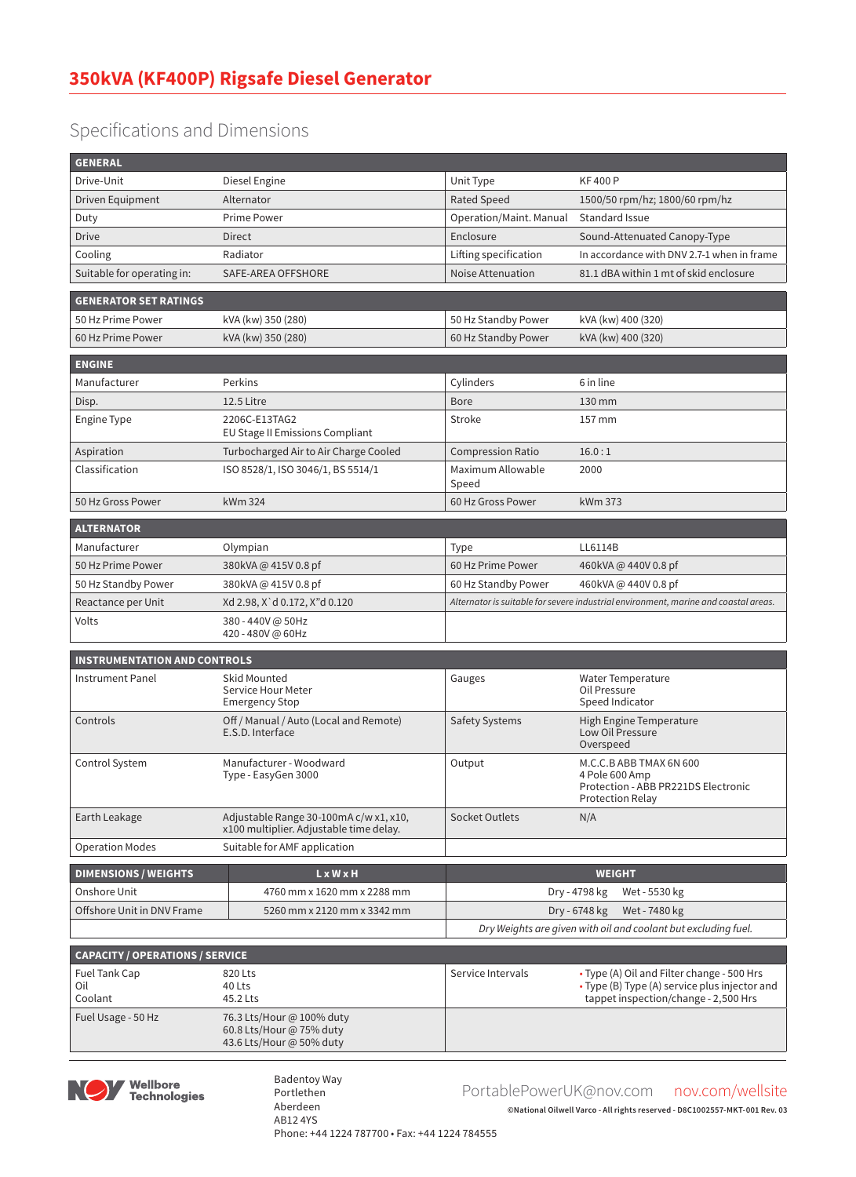# 350kVA (KF400P) Rigsafe Diesel Generator

## Specifications and Dimensions

| GENERAL | | | |
|---|---|---|---|
| Drive-Unit | Diesel Engine | Unit Type | KF 400 P |
| Driven Equipment | Alternator | Rated Speed | 1500/50 rpm/hz; 1800/60 rpm/hz |
| Duty | Prime Power | Operation/Maint. Manual | Standard Issue |
| Drive | Direct | Enclosure | Sound-Attenuated Canopy-Type |
| Cooling | Radiator | Lifting specification | In accordance with DNV 2.7-1 when in frame |
| Suitable for operating in: | SAFE-AREA OFFSHORE | Noise Attenuation | 81.1 dBA within 1 mt of skid enclosure |

| GENERATOR SET RATINGS | | | |
|---|---|---|---|
| 50 Hz Prime Power | kVA (kw) 350 (280) | 50 Hz Standby Power | kVA (kw) 400 (320) |
| 60 Hz Prime Power | kVA (kw) 350 (280) | 60 Hz Standby Power | kVA (kw) 400 (320) |

| ENGINE | | | |
|---|---|---|---|
| Manufacturer | Perkins | Cylinders | 6 in line |
| Disp. | 12.5 Litre | Bore | 130 mm |
| Engine Type | 2206C-E13TAG2<br>EU Stage II Emissions Compliant | Stroke | 157 mm |
| Aspiration | Turbocharged Air to Air Charge Cooled | Compression Ratio | 16.0 : 1 |
| Classification | ISO 8528/1, ISO 3046/1, BS 5514/1 | Maximum Allowable Speed | 2000 |
| 50 Hz Gross Power | kWm 324 | 60 Hz Gross Power | kWm 373 |

| ALTERNATOR | | | |
|---|---|---|---|
| Manufacturer | Olympian | Type | LL6114B |
| 50 Hz Prime Power | 380kVA @ 415V 0.8 pf | 60 Hz Prime Power | 460kVA @ 440V 0.8 pf |
| 50 Hz Standby Power | 380kVA @ 415V 0.8 pf | 60 Hz Standby Power | 460kVA @ 440V 0.8 pf |
| Reactance per Unit | Xd 2.98, X`d 0.172, X"d 0.120 | *Alternator is suitable for severe industrial environment, marine and coastal areas.* | |
| Volts | 380 - 440V @ 50Hz<br>420 - 480V @ 60Hz | | |

| INSTRUMENTATION AND CONTROLS | | | |
|---|---|---|---|
| Instrument Panel | Skid Mounted<br>Service Hour Meter<br>Emergency Stop | Gauges | Water Temperature<br>Oil Pressure<br>Speed Indicator |
| Controls | Off / Manual / Auto (Local and Remote)<br>E.S.D. Interface | Safety Systems | High Engine Temperature<br>Low Oil Pressure<br>Overspeed |
| Control System | Manufacturer - Woodward<br>Type - EasyGen 3000 | Output | M.C.C.B ABB TMAX 6N 600<br>4 Pole 600 Amp<br>Protection - ABB PR221DS Electronic Protection Relay |
| Earth Leakage | Adjustable Range 30-100mA c/w x1, x10, x100 multiplier. Adjustable time delay. | Socket Outlets | N/A |
| Operation Modes | Suitable for AMF application | | |

| DIMENSIONS / WEIGHTS | L x W x H | WEIGHT |
|---|---|---|
| Onshore Unit | 4760 mm x 1620 mm x 2288 mm | Dry - 4798 kg Wet - 5530 kg |
| Offshore Unit in DNV Frame | 5260 mm x 2120 mm x 3342 mm | Dry - 6748 kg Wet - 7480 kg |
| | | *Dry Weights are given with oil and coolant but excluding fuel.* |

| CAPACITY / OPERATIONS / SERVICE | | | |
|---|---|---|---|
| Fuel Tank Cap<br>Oil<br>Coolant | 820 Lts<br>40 Lts<br>45.2 Lts | Service Intervals | • Type (A) Oil and Filter change - 500 Hrs<br>• Type (B) Type (A) service plus injector and tappet inspection/change - 2,500 Hrs |
| Fuel Usage - 50 Hz | 76.3 Lts/Hour @ 100% duty<br>60.8 Lts/Hour @ 75% duty<br>43.6 Lts/Hour @ 50% duty | | |

NOV Wellbore Technologies

Badentoy Way
Portlethen
Aberdeen
AB12 4YS
Phone: +44 1224 787700 • Fax: +44 1224 784555

PortablePowerUK@nov.com nov.com/wellsite

©National Oilwell Varco - All rights reserved - D8C1002557-MKT-001 Rev. 03